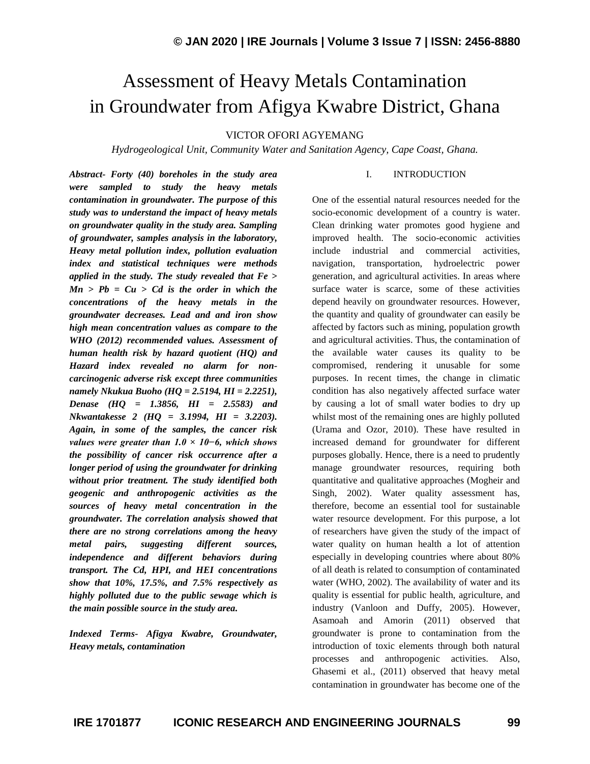# Assessment of Heavy Metals Contamination in Groundwater from Afigya Kwabre District, Ghana

VICTOR OFORI AGYEMANG

*Hydrogeological Unit, Community Water and Sanitation Agency, Cape Coast, Ghana.*

***Abstract-** Forty (40) boreholes in the study area were sampled to study the heavy metals contamination in groundwater. The purpose of this study was to understand the impact of heavy metals on groundwater quality in the study area. Sampling of groundwater, samples analysis in the laboratory, Heavy metal pollution index, pollution evaluation index and statistical techniques were methods applied in the study. The study revealed that Fe > Mn > Pb = Cu > Cd is the order in which the concentrations of the heavy metals in the groundwater decreases. Lead and and iron show high mean concentration values as compare to the WHO (2012) recommended values. Assessment of human health risk by hazard quotient (HQ) and Hazard index revealed no alarm for non-carcinogenic adverse risk except three communities namely Nkukua Buoho (HQ = 2.5194, HI = 2.2251), Denase (HQ = 1.3856, HI = 2.5583) and Nkwantakesse 2 (HQ = 3.1994, HI = 3.2203). Again, in some of the samples, the cancer risk values were greater than $1.0 \times 10^{-6}$, which shows the possibility of cancer risk occurrence after a longer period of using the groundwater for drinking without prior treatment. The study identified both geogenic and anthropogenic activities as the sources of heavy metal concentration in the groundwater. The correlation analysis showed that there are no strong correlations among the heavy metal pairs, suggesting different sources, independence and different behaviors during transport. The Cd, HPI, and HEI concentrations show that 10%, 17.5%, and 7.5% respectively as highly polluted due to the public sewage which is the main possible source in the study area.*

***Indexed Terms-** Afigya Kwabre, Groundwater, Heavy metals, contamination*

## I. INTRODUCTION

One of the essential natural resources needed for the socio-economic development of a country is water. Clean drinking water promotes good hygiene and improved health. The socio-economic activities include industrial and commercial activities, navigation, transportation, hydroelectric power generation, and agricultural activities. In areas where surface water is scarce, some of these activities depend heavily on groundwater resources. However, the quantity and quality of groundwater can easily be affected by factors such as mining, population growth and agricultural activities. Thus, the contamination of the available water causes its quality to be compromised, rendering it unusable for some purposes. In recent times, the change in climatic condition has also negatively affected surface water by causing a lot of small water bodies to dry up whilst most of the remaining ones are highly polluted (Urama and Ozor, 2010). These have resulted in increased demand for groundwater for different purposes globally. Hence, there is a need to prudently manage groundwater resources, requiring both quantitative and qualitative approaches (Mogheir and Singh, 2002). Water quality assessment has, therefore, become an essential tool for sustainable water resource development. For this purpose, a lot of researchers have given the study of the impact of water quality on human health a lot of attention especially in developing countries where about 80% of all death is related to consumption of contaminated water (WHO, 2002). The availability of water and its quality is essential for public health, agriculture, and industry (Vanloon and Duffy, 2005). However, Asamoah and Amorin (2011) observed that groundwater is prone to contamination from the introduction of toxic elements through both natural processes and anthropogenic activities. Also, Ghasemi et al., (2011) observed that heavy metal contamination in groundwater has become one of the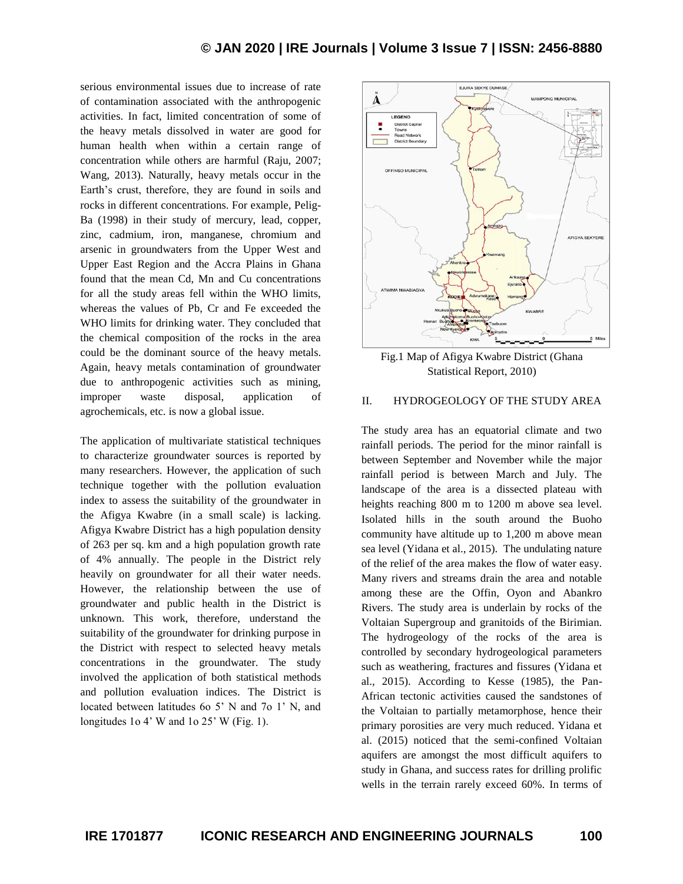serious environmental issues due to increase of rate of contamination associated with the anthropogenic activities. In fact, limited concentration of some of the heavy metals dissolved in water are good for human health when within a certain range of concentration while others are harmful (Raju, 2007; Wang, 2013). Naturally, heavy metals occur in the Earth's crust, therefore, they are found in soils and rocks in different concentrations. For example, Pelig-Ba (1998) in their study of mercury, lead, copper, zinc, cadmium, iron, manganese, chromium and arsenic in groundwaters from the Upper West and Upper East Region and the Accra Plains in Ghana found that the mean Cd, Mn and Cu concentrations for all the study areas fell within the WHO limits, whereas the values of Pb, Cr and Fe exceeded the WHO limits for drinking water. They concluded that the chemical composition of the rocks in the area could be the dominant source of the heavy metals. Again, heavy metals contamination of groundwater due to anthropogenic activities such as mining, improper waste disposal, application of agrochemicals, etc. is now a global issue.

The application of multivariate statistical techniques to characterize groundwater sources is reported by many researchers. However, the application of such technique together with the pollution evaluation index to assess the suitability of the groundwater in the Afigya Kwabre (in a small scale) is lacking. Afigya Kwabre District has a high population density of 263 per sq. km and a high population growth rate of 4% annually. The people in the District rely heavily on groundwater for all their water needs. However, the relationship between the use of groundwater and public health in the District is unknown. This work, therefore, understand the suitability of the groundwater for drinking purpose in the District with respect to selected heavy metals concentrations in the groundwater. The study involved the application of both statistical methods and pollution evaluation indices. The District is located between latitudes 6o 5' N and 7o 1' N, and longitudes 1o 4' W and 1o 25' W (Fig. 1).

Fig.1 Map of Afigya Kwabre District (Ghana Statistical Report, 2010)

## II. HYDROGEOLOGY OF THE STUDY AREA

The study area has an equatorial climate and two rainfall periods. The period for the minor rainfall is between September and November while the major rainfall period is between March and July. The landscape of the area is a dissected plateau with heights reaching 800 m to 1200 m above sea level. Isolated hills in the south around the Buoho community have altitude up to 1,200 m above mean sea level (Yidana et al., 2015). The undulating nature of the relief of the area makes the flow of water easy. Many rivers and streams drain the area and notable among these are the Offin, Oyon and Abankro Rivers. The study area is underlain by rocks of the Voltaian Supergroup and granitoids of the Birimian. The hydrogeology of the rocks of the area is controlled by secondary hydrogeological parameters such as weathering, fractures and fissures (Yidana et al., 2015). According to Kesse (1985), the Pan-African tectonic activities caused the sandstones of the Voltaian to partially metamorphose, hence their primary porosities are very much reduced. Yidana et al. (2015) noticed that the semi-confined Voltaian aquifers are amongst the most difficult aquifers to study in Ghana, and success rates for drilling prolific wells in the terrain rarely exceed 60%. In terms of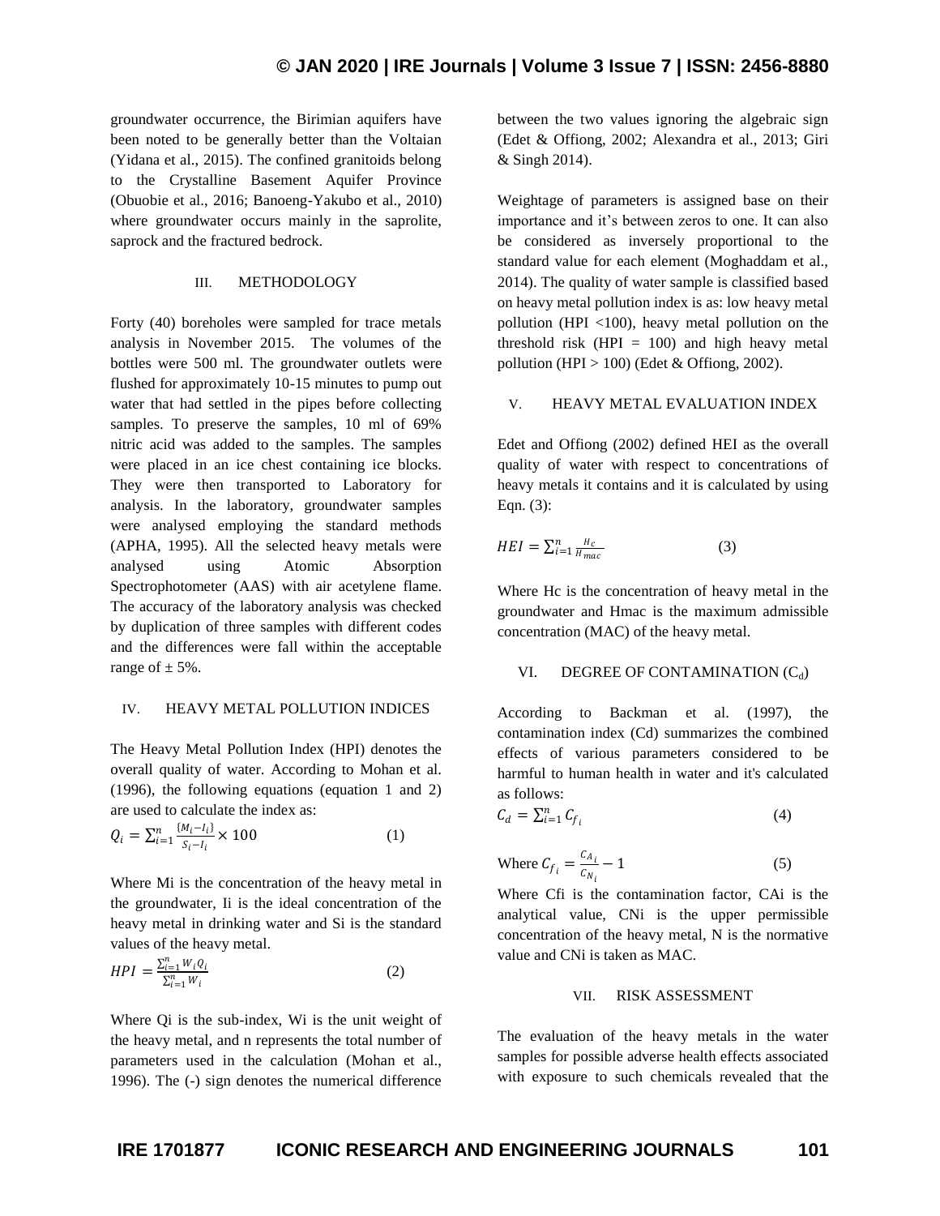groundwater occurrence, the Birimian aquifers have been noted to be generally better than the Voltaian (Yidana et al., 2015). The confined granitoids belong to the Crystalline Basement Aquifer Province (Obuobie et al., 2016; Banoeng-Yakubo et al., 2010) where groundwater occurs mainly in the saprolite, saprock and the fractured bedrock.

## III. METHODOLOGY

Forty (40) boreholes were sampled for trace metals analysis in November 2015. The volumes of the bottles were 500 ml. The groundwater outlets were flushed for approximately 10-15 minutes to pump out water that had settled in the pipes before collecting samples. To preserve the samples, 10 ml of 69% nitric acid was added to the samples. The samples were placed in an ice chest containing ice blocks. They were then transported to Laboratory for analysis. In the laboratory, groundwater samples were analysed employing the standard methods (APHA, 1995). All the selected heavy metals were analysed using Atomic Absorption Spectrophotometer (AAS) with air acetylene flame. The accuracy of the laboratory analysis was checked by duplication of three samples with different codes and the differences were fall within the acceptable range of ± 5%.

## IV. HEAVY METAL POLLUTION INDICES

The Heavy Metal Pollution Index (HPI) denotes the overall quality of water. According to Mohan et al. (1996), the following equations (equation 1 and 2) are used to calculate the index as:

$$Q_i = \sum_{i=1}^{n} \frac{\{M_i - I_i\}}{S_i - I_i} \times 100 \qquad (1)$$

Where Mi is the concentration of the heavy metal in the groundwater, Ii is the ideal concentration of the heavy metal in drinking water and Si is the standard values of the heavy metal.

$$HPI = \frac{\sum_{i=1}^{n} W_i Q_i}{\sum_{i=1}^{n} W_i} \qquad (2)$$

Where Qi is the sub-index, Wi is the unit weight of the heavy metal, and n represents the total number of parameters used in the calculation (Mohan et al., 1996). The (-) sign denotes the numerical difference between the two values ignoring the algebraic sign (Edet & Offiong, 2002; Alexandra et al., 2013; Giri & Singh 2014).

Weightage of parameters is assigned base on their importance and it's between zeros to one. It can also be considered as inversely proportional to the standard value for each element (Moghaddam et al., 2014). The quality of water sample is classified based on heavy metal pollution index is as: low heavy metal pollution (HPI <100), heavy metal pollution on the threshold risk (HPI = 100) and high heavy metal pollution (HPI > 100) (Edet & Offiong, 2002).

## V. HEAVY METAL EVALUATION INDEX

Edet and Offiong (2002) defined HEI as the overall quality of water with respect to concentrations of heavy metals it contains and it is calculated by using Eqn. (3):

$$HEI = \sum_{i=1}^{n} \frac{H_c}{H_{mac}} \qquad (3)$$

Where Hc is the concentration of heavy metal in the groundwater and Hmac is the maximum admissible concentration (MAC) of the heavy metal.

## VI. DEGREE OF CONTAMINATION ($C_d$)

According to Backman et al. (1997), the contamination index (Cd) summarizes the combined effects of various parameters considered to be harmful to human health in water and it's calculated as follows:

$$C_d = \sum_{i=1}^{n} C_{f_i} \qquad (4)$$

Where $C_{f_i} = \frac{C_{A_i}}{C_{N_i}} - 1 \qquad (5)$

Where Cfi is the contamination factor, CAi is the analytical value, CNi is the upper permissible concentration of the heavy metal, N is the normative value and CNi is taken as MAC.

## VII. RISK ASSESSMENT

The evaluation of the heavy metals in the water samples for possible adverse health effects associated with exposure to such chemicals revealed that the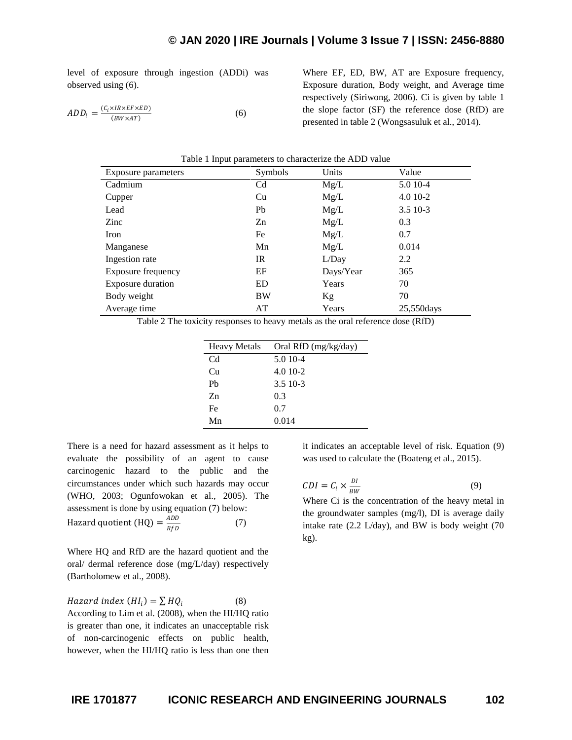level of exposure through ingestion (ADDi) was observed using (6).

$$ADD_i = \frac{(C_i \times IR \times EF \times ED)}{(BW \times AT)} \quad (6)$$

Where EF, ED, BW, AT are Exposure frequency, Exposure duration, Body weight, and Average time respectively (Siriwong, 2006). Ci is given by table 1 the slope factor (SF) the reference dose (RfD) are presented in table 2 (Wongsasuluk et al., 2014).

Table 1 Input parameters to characterize the ADD value

| Exposure parameters | Symbols | Units | Value |
|---|---|---|---|
| Cadmium | Cd | Mg/L | 5.0 10-4 |
| Cupper | Cu | Mg/L | 4.0 10-2 |
| Lead | Pb | Mg/L | 3.5 10-3 |
| Zinc | Zn | Mg/L | 0.3 |
| Iron | Fe | Mg/L | 0.7 |
| Manganese | Mn | Mg/L | 0.014 |
| Ingestion rate | IR | L/Day | 2.2 |
| Exposure frequency | EF | Days/Year | 365 |
| Exposure duration | ED | Years | 70 |
| Body weight | BW | Kg | 70 |
| Average time | AT | Years | 25,550days |

Table 2 The toxicity responses to heavy metals as the oral reference dose (RfD)

| Heavy Metals | Oral RfD (mg/kg/day) |
|---|---|
| Cd | 5.0 10-4 |
| Cu | 4.0 10-2 |
| Pb | 3.5 10-3 |
| Zn | 0.3 |
| Fe | 0.7 |
| Mn | 0.014 |

There is a need for hazard assessment as it helps to evaluate the possibility of an agent to cause carcinogenic hazard to the public and the circumstances under which such hazards may occur (WHO, 2003; Ogunfowokan et al., 2005). The assessment is done by using equation (7) below:

$$\text{Hazard quotient (HQ)} = \frac{ADD}{RfD} \quad (7)$$

Where HQ and RfD are the hazard quotient and the oral/ dermal reference dose (mg/L/day) respectively (Bartholomew et al., 2008).

$$Hazard\ index\ (HI_i) = \sum HQ_i \quad (8)$$

According to Lim et al. (2008), when the HI/HQ ratio is greater than one, it indicates an unacceptable risk of non-carcinogenic effects on public health, however, when the HI/HQ ratio is less than one then it indicates an acceptable level of risk. Equation (9) was used to calculate the (Boateng et al., 2015).

$$CDI = C_i \times \frac{DI}{BW} \quad (9)$$

Where Ci is the concentration of the heavy metal in the groundwater samples (mg/l), DI is average daily intake rate (2.2 L/day), and BW is body weight (70 kg).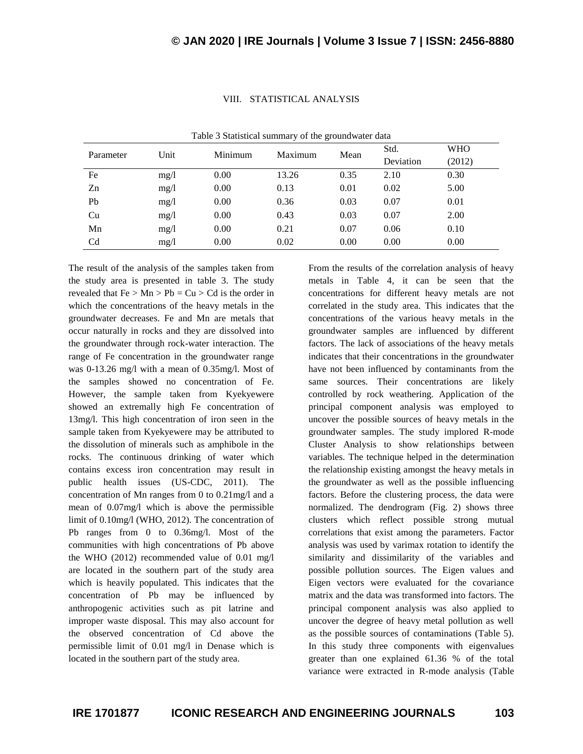## VIII. STATISTICAL ANALYSIS

Table 3 Statistical summary of the groundwater data

| Parameter | Unit | Minimum | Maximum | Mean | Std. Deviation | WHO (2012) |
|---|---|---|---|---|---|---|
| Fe | mg/l | 0.00 | 13.26 | 0.35 | 2.10 | 0.30 |
| Zn | mg/l | 0.00 | 0.13 | 0.01 | 0.02 | 5.00 |
| Pb | mg/l | 0.00 | 0.36 | 0.03 | 0.07 | 0.01 |
| Cu | mg/l | 0.00 | 0.43 | 0.03 | 0.07 | 2.00 |
| Mn | mg/l | 0.00 | 0.21 | 0.07 | 0.06 | 0.10 |
| Cd | mg/l | 0.00 | 0.02 | 0.00 | 0.00 | 0.00 |

The result of the analysis of the samples taken from the study area is presented in table 3. The study revealed that Fe > Mn > Pb = Cu > Cd is the order in which the concentrations of the heavy metals in the groundwater decreases. Fe and Mn are metals that occur naturally in rocks and they are dissolved into the groundwater through rock-water interaction. The range of Fe concentration in the groundwater range was 0-13.26 mg/l with a mean of 0.35mg/l. Most of the samples showed no concentration of Fe. However, the sample taken from Kyekyewere showed an extremally high Fe concentration of 13mg/l. This high concentration of iron seen in the sample taken from Kyekyewere may be attributed to the dissolution of minerals such as amphibole in the rocks. The continuous drinking of water which contains excess iron concentration may result in public health issues (US-CDC, 2011). The concentration of Mn ranges from 0 to 0.21mg/l and a mean of 0.07mg/l which is above the permissible limit of 0.10mg/l (WHO, 2012). The concentration of Pb ranges from 0 to 0.36mg/l. Most of the communities with high concentrations of Pb above the WHO (2012) recommended value of 0.01 mg/l are located in the southern part of the study area which is heavily populated. This indicates that the concentration of Pb may be influenced by anthropogenic activities such as pit latrine and improper waste disposal. This may also account for the observed concentration of Cd above the permissible limit of 0.01 mg/l in Denase which is located in the southern part of the study area.

From the results of the correlation analysis of heavy metals in Table 4, it can be seen that the concentrations for different heavy metals are not correlated in the study area. This indicates that the concentrations of the various heavy metals in the groundwater samples are influenced by different factors. The lack of associations of the heavy metals indicates that their concentrations in the groundwater have not been influenced by contaminants from the same sources. Their concentrations are likely controlled by rock weathering. Application of the principal component analysis was employed to uncover the possible sources of heavy metals in the groundwater samples. The study implored R-mode Cluster Analysis to show relationships between variables. The technique helped in the determination the relationship existing amongst the heavy metals in the groundwater as well as the possible influencing factors. Before the clustering process, the data were normalized. The dendrogram (Fig. 2) shows three clusters which reflect possible strong mutual correlations that exist among the parameters. Factor analysis was used by varimax rotation to identify the similarity and dissimilarity of the variables and possible pollution sources. The Eigen values and Eigen vectors were evaluated for the covariance matrix and the data was transformed into factors. The principal component analysis was also applied to uncover the degree of heavy metal pollution as well as the possible sources of contaminations (Table 5). In this study three components with eigenvalues greater than one explained 61.36 % of the total variance were extracted in R-mode analysis (Table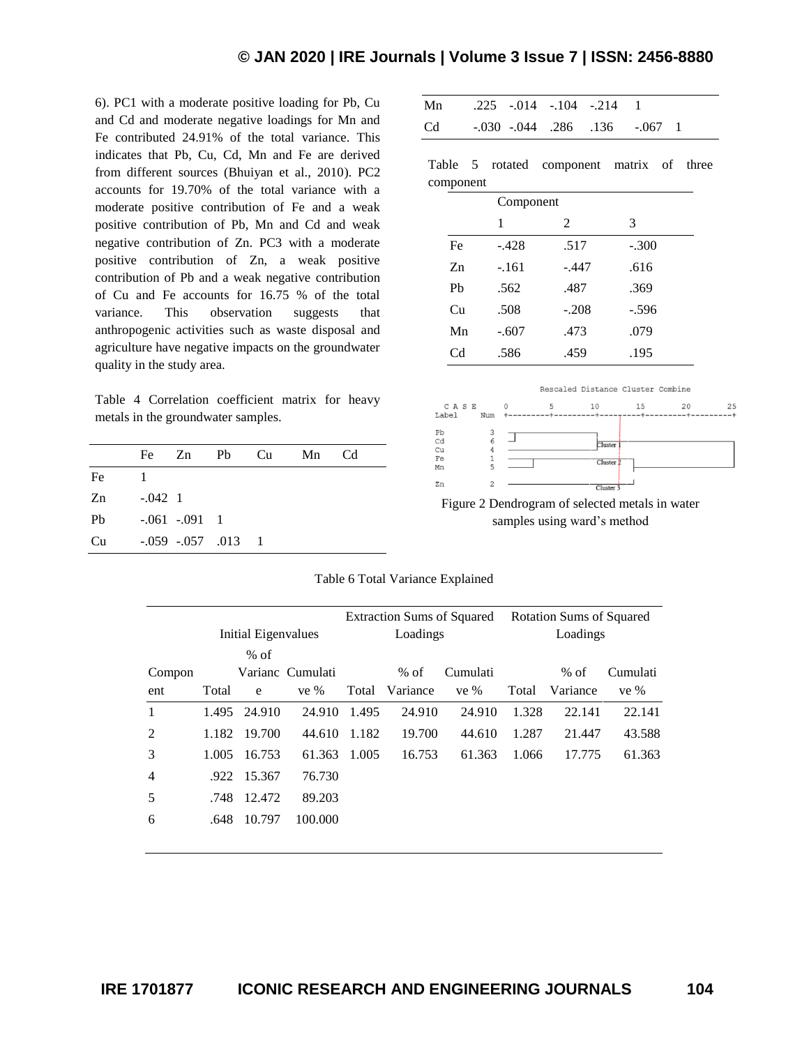6). PC1 with a moderate positive loading for Pb, Cu and Cd and moderate negative loadings for Mn and Fe contributed 24.91% of the total variance. This indicates that Pb, Cu, Cd, Mn and Fe are derived from different sources (Bhuiyan et al., 2010). PC2 accounts for 19.70% of the total variance with a moderate positive contribution of Fe and a weak positive contribution of Pb, Mn and Cd and weak negative contribution of Zn. PC3 with a moderate positive contribution of Zn, a weak positive contribution of Pb and a weak negative contribution of Cu and Fe accounts for 16.75 % of the total variance. This observation suggests that anthropogenic activities such as waste disposal and agriculture have negative impacts on the groundwater quality in the study area.

Table 4 Correlation coefficient matrix for heavy metals in the groundwater samples.

| | Fe | Zn | Pb | Cu | Mn | Cd |
|---|---|---|---|---|---|---|
| Fe | 1 | | | | | |
| Zn | -.042 | 1 | | | | |
| Pb | -.061 | -.091 | 1 | | | |
| Cu | -.059 | -.057 | .013 | 1 | | |
| Mn | .225 | -.014 | -.104 | -.214 | 1 | |
| Cd | -.030 | -.044 | .286 | .136 | -.067 | 1 |

Table 5 rotated component matrix of three component

| | Component | | |
|---|---|---|---|
| | 1 | 2 | 3 |
| Fe | -.428 | .517 | -.300 |
| Zn | -.161 | -.447 | .616 |
| Pb | .562 | .487 | .369 |
| Cu | .508 | -.208 | -.596 |
| Mn | -.607 | .473 | .079 |
| Cd | .586 | .459 | .195 |

Figure 2 Dendrogram of selected metals in water samples using ward's method

Table 6 Total Variance Explained

| Component | Initial Eigenvalues | | | Extraction Sums of Squared Loadings | | | Rotation Sums of Squared Loadings | | |
|---|---|---|---|---|---|---|---|---|---|
| | Total | % of Variance | Cumulative % | Total | % of Variance | Cumulative % | Total | % of Variance | Cumulative % |
| 1 | 1.495 | 24.910 | 24.910 | 1.495 | 24.910 | 24.910 | 1.328 | 22.141 | 22.141 |
| 2 | 1.182 | 19.700 | 44.610 | 1.182 | 19.700 | 44.610 | 1.287 | 21.447 | 43.588 |
| 3 | 1.005 | 16.753 | 61.363 | 1.005 | 16.753 | 61.363 | 1.066 | 17.775 | 61.363 |
| 4 | .922 | 15.367 | 76.730 | | | | | | |
| 5 | .748 | 12.472 | 89.203 | | | | | | |
| 6 | .648 | 10.797 | 100.000 | | | | | | |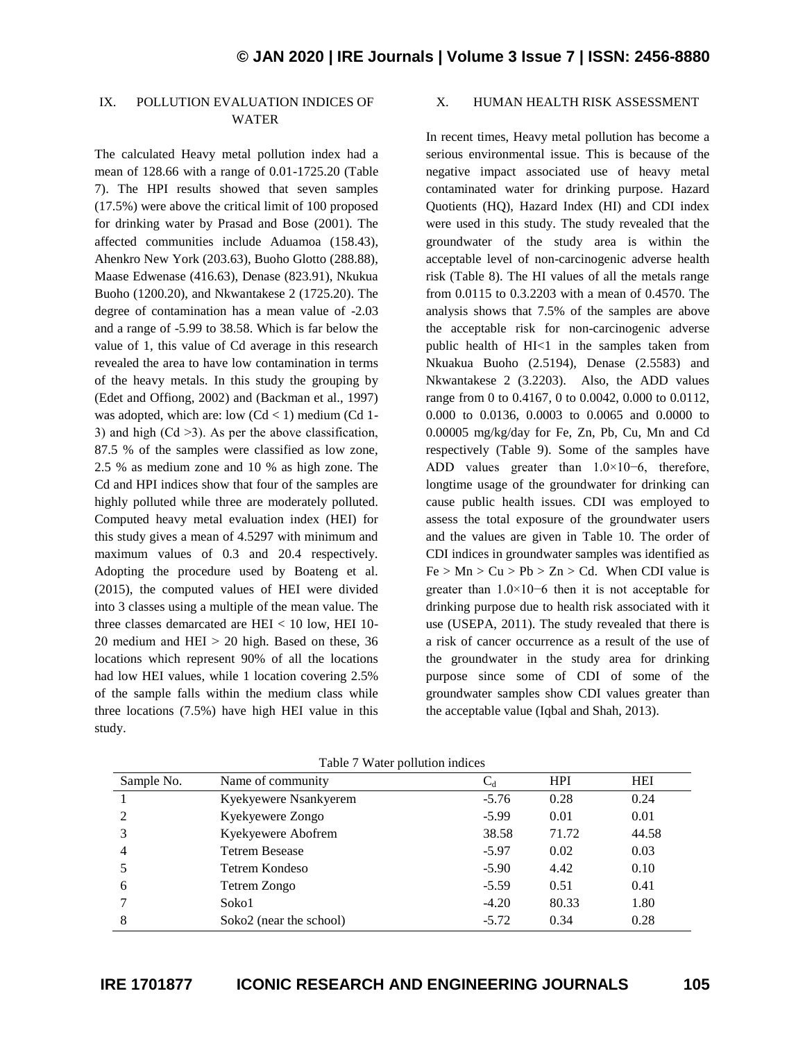## IX. POLLUTION EVALUATION INDICES OF WATER

The calculated Heavy metal pollution index had a mean of 128.66 with a range of 0.01-1725.20 (Table 7). The HPI results showed that seven samples (17.5%) were above the critical limit of 100 proposed for drinking water by Prasad and Bose (2001). The affected communities include Aduamoa (158.43), Ahenkro New York (203.63), Buoho Glotto (288.88), Maase Edwenase (416.63), Denase (823.91), Nkukua Buoho (1200.20), and Nkwantakese 2 (1725.20). The degree of contamination has a mean value of -2.03 and a range of -5.99 to 38.58. Which is far below the value of 1, this value of Cd average in this research revealed the area to have low contamination in terms of the heavy metals. In this study the grouping by (Edet and Offiong, 2002) and (Backman et al., 1997) was adopted, which are: low (Cd < 1) medium (Cd 1-3) and high (Cd >3). As per the above classification, 87.5 % of the samples were classified as low zone, 2.5 % as medium zone and 10 % as high zone. The Cd and HPI indices show that four of the samples are highly polluted while three are moderately polluted. Computed heavy metal evaluation index (HEI) for this study gives a mean of 4.5297 with minimum and maximum values of 0.3 and 20.4 respectively. Adopting the procedure used by Boateng et al. (2015), the computed values of HEI were divided into 3 classes using a multiple of the mean value. The three classes demarcated are HEI < 10 low, HEI 10-20 medium and HEI > 20 high. Based on these, 36 locations which represent 90% of all the locations had low HEI values, while 1 location covering 2.5% of the sample falls within the medium class while three locations (7.5%) have high HEI value in this study.

## X. HUMAN HEALTH RISK ASSESSMENT

In recent times, Heavy metal pollution has become a serious environmental issue. This is because of the negative impact associated use of heavy metal contaminated water for drinking purpose. Hazard Quotients (HQ), Hazard Index (HI) and CDI index were used in this study. The study revealed that the groundwater of the study area is within the acceptable level of non-carcinogenic adverse health risk (Table 8). The HI values of all the metals range from 0.0115 to 0.3.2203 with a mean of 0.4570. The analysis shows that 7.5% of the samples are above the acceptable risk for non-carcinogenic adverse public health of HI<1 in the samples taken from Nkuakua Buoho (2.5194), Denase (2.5583) and Nkwantakese 2 (3.2203). Also, the ADD values range from 0 to 0.4167, 0 to 0.0042, 0.000 to 0.0112, 0.000 to 0.0136, 0.0003 to 0.0065 and 0.0000 to 0.00005 mg/kg/day for Fe, Zn, Pb, Cu, Mn and Cd respectively (Table 9). Some of the samples have ADD values greater than $1.0\times10^{-6}$, therefore, longtime usage of the groundwater for drinking can cause public health issues. CDI was employed to assess the total exposure of the groundwater users and the values are given in Table 10. The order of CDI indices in groundwater samples was identified as Fe > Mn > Cu > Pb > Zn > Cd. When CDI value is greater than $1.0\times10^{-6}$ then it is not acceptable for drinking purpose due to health risk associated with it use (USEPA, 2011). The study revealed that there is a risk of cancer occurrence as a result of the use of the groundwater in the study area for drinking purpose since some of CDI of some of the groundwater samples show CDI values greater than the acceptable value (Iqbal and Shah, 2013).

Table 7 Water pollution indices

| Sample No. | Name of community | $C_d$ | HPI | HEI |
|---|---|---|---|---|
| 1 | Kyekyewere Nsankyerem | -5.76 | 0.28 | 0.24 |
| 2 | Kyekyewere Zongo | -5.99 | 0.01 | 0.01 |
| 3 | Kyekyewere Abofrem | 38.58 | 71.72 | 44.58 |
| 4 | Tetrem Besease | -5.97 | 0.02 | 0.03 |
| 5 | Tetrem Kondeso | -5.90 | 4.42 | 0.10 |
| 6 | Tetrem Zongo | -5.59 | 0.51 | 0.41 |
| 7 | Soko1 | -4.20 | 80.33 | 1.80 |
| 8 | Soko2 (near the school) | -5.72 | 0.34 | 0.28 |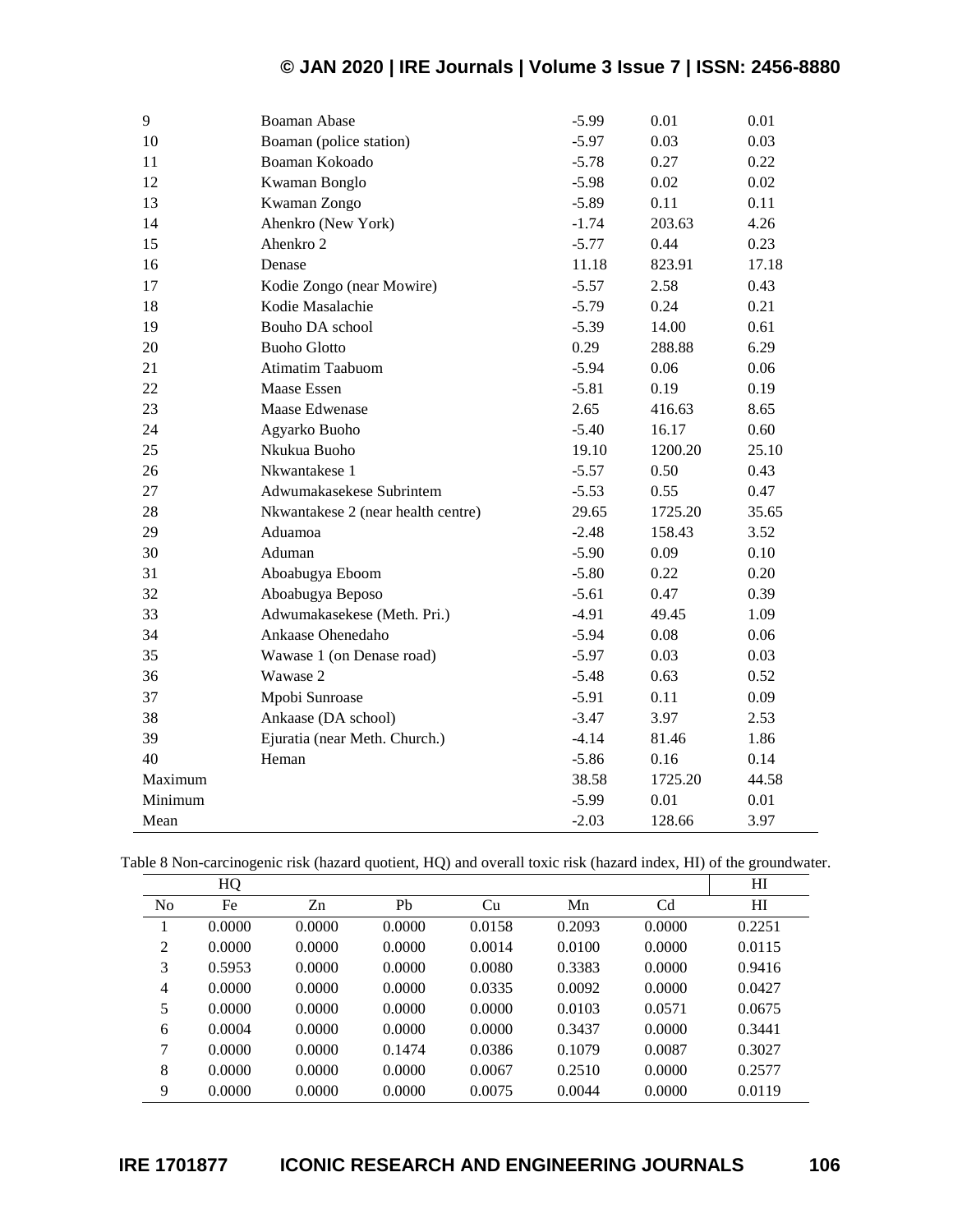| | | | | |
|---|---|---|---|---|
| 9 | Boaman Abase | -5.99 | 0.01 | 0.01 |
| 10 | Boaman (police station) | -5.97 | 0.03 | 0.03 |
| 11 | Boaman Kokoado | -5.78 | 0.27 | 0.22 |
| 12 | Kwaman Bonglo | -5.98 | 0.02 | 0.02 |
| 13 | Kwaman Zongo | -5.89 | 0.11 | 0.11 |
| 14 | Ahenkro (New York) | -1.74 | 203.63 | 4.26 |
| 15 | Ahenkro 2 | -5.77 | 0.44 | 0.23 |
| 16 | Denase | 11.18 | 823.91 | 17.18 |
| 17 | Kodie Zongo (near Mowire) | -5.57 | 2.58 | 0.43 |
| 18 | Kodie Masalachie | -5.79 | 0.24 | 0.21 |
| 19 | Bouho DA school | -5.39 | 14.00 | 0.61 |
| 20 | Buoho Glotto | 0.29 | 288.88 | 6.29 |
| 21 | Atimatim Taabuom | -5.94 | 0.06 | 0.06 |
| 22 | Maase Essen | -5.81 | 0.19 | 0.19 |
| 23 | Maase Edwenase | 2.65 | 416.63 | 8.65 |
| 24 | Agyarko Buoho | -5.40 | 16.17 | 0.60 |
| 25 | Nkukua Buoho | 19.10 | 1200.20 | 25.10 |
| 26 | Nkwantakese 1 | -5.57 | 0.50 | 0.43 |
| 27 | Adwumakasekese Subrintem | -5.53 | 0.55 | 0.47 |
| 28 | Nkwantakese 2 (near health centre) | 29.65 | 1725.20 | 35.65 |
| 29 | Aduamoa | -2.48 | 158.43 | 3.52 |
| 30 | Aduman | -5.90 | 0.09 | 0.10 |
| 31 | Aboabugya Eboom | -5.80 | 0.22 | 0.20 |
| 32 | Aboabugya Beposo | -5.61 | 0.47 | 0.39 |
| 33 | Adwumakasekese (Meth. Pri.) | -4.91 | 49.45 | 1.09 |
| 34 | Ankaase Ohenedaho | -5.94 | 0.08 | 0.06 |
| 35 | Wawase 1 (on Denase road) | -5.97 | 0.03 | 0.03 |
| 36 | Wawase 2 | -5.48 | 0.63 | 0.52 |
| 37 | Mpobi Sunroase | -5.91 | 0.11 | 0.09 |
| 38 | Ankaase (DA school) | -3.47 | 3.97 | 2.53 |
| 39 | Ejuratia (near Meth. Church.) | -4.14 | 81.46 | 1.86 |
| 40 | Heman | -5.86 | 0.16 | 0.14 |
| Maximum | | 38.58 | 1725.20 | 44.58 |
| Minimum | | -5.99 | 0.01 | 0.01 |
| Mean | | -2.03 | 128.66 | 3.97 |

Table 8 Non-carcinogenic risk (hazard quotient, HQ) and overall toxic risk (hazard index, HI) of the groundwater.

| HQ | | | | | | | HI |
|---|---|---|---|---|---|---|---|
| No | Fe | Zn | Pb | Cu | Mn | Cd | HI |
| 1 | 0.0000 | 0.0000 | 0.0000 | 0.0158 | 0.2093 | 0.0000 | 0.2251 |
| 2 | 0.0000 | 0.0000 | 0.0000 | 0.0014 | 0.0100 | 0.0000 | 0.0115 |
| 3 | 0.5953 | 0.0000 | 0.0000 | 0.0080 | 0.3383 | 0.0000 | 0.9416 |
| 4 | 0.0000 | 0.0000 | 0.0000 | 0.0335 | 0.0092 | 0.0000 | 0.0427 |
| 5 | 0.0000 | 0.0000 | 0.0000 | 0.0000 | 0.0103 | 0.0571 | 0.0675 |
| 6 | 0.0004 | 0.0000 | 0.0000 | 0.0000 | 0.3437 | 0.0000 | 0.3441 |
| 7 | 0.0000 | 0.0000 | 0.1474 | 0.0386 | 0.1079 | 0.0087 | 0.3027 |
| 8 | 0.0000 | 0.0000 | 0.0000 | 0.0067 | 0.2510 | 0.0000 | 0.2577 |
| 9 | 0.0000 | 0.0000 | 0.0000 | 0.0075 | 0.0044 | 0.0000 | 0.0119 |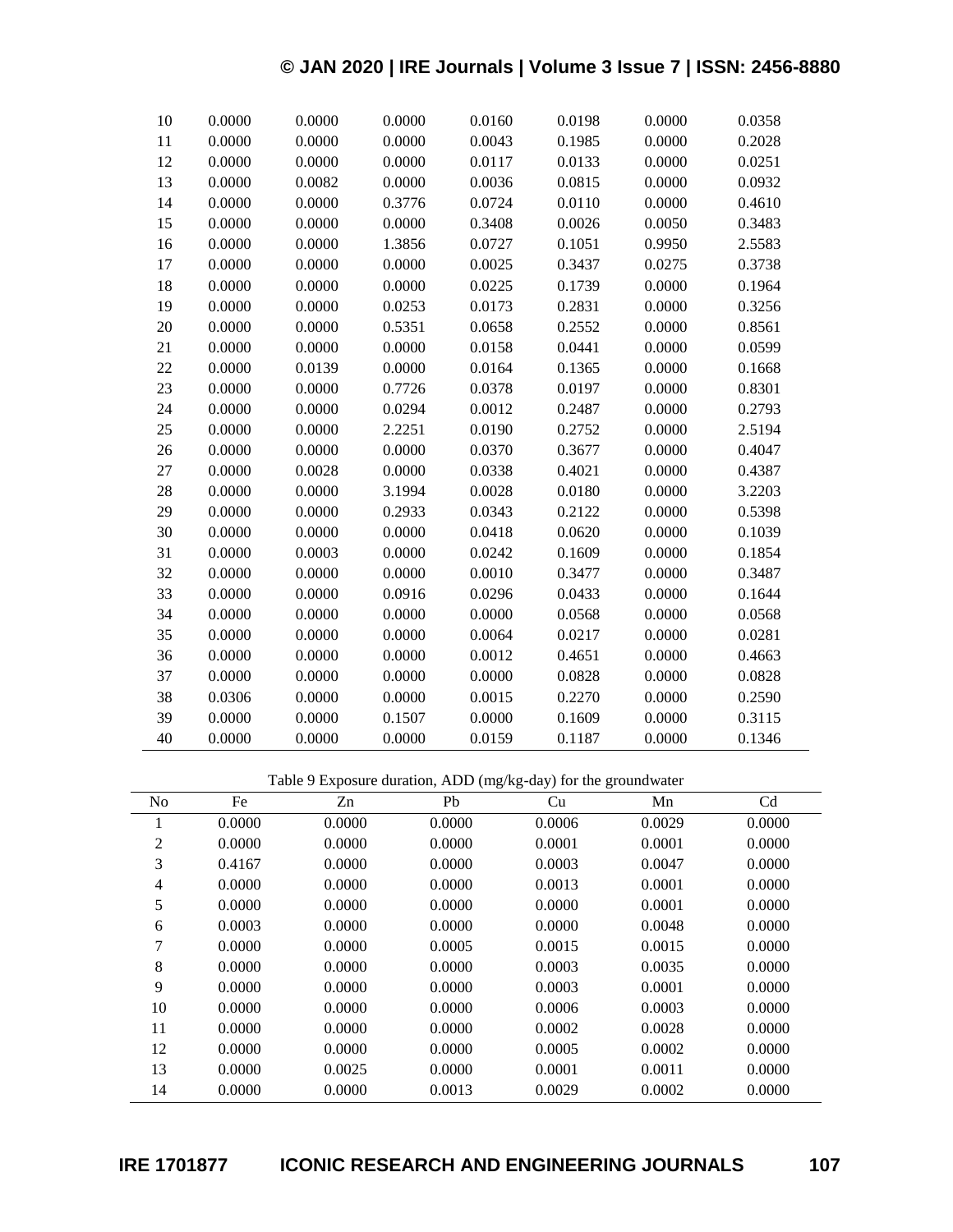| | | | | | | | |
|---|---|---|---|---|---|---|---|
| 10 | 0.0000 | 0.0000 | 0.0000 | 0.0160 | 0.0198 | 0.0000 | 0.0358 |
| 11 | 0.0000 | 0.0000 | 0.0000 | 0.0043 | 0.1985 | 0.0000 | 0.2028 |
| 12 | 0.0000 | 0.0000 | 0.0000 | 0.0117 | 0.0133 | 0.0000 | 0.0251 |
| 13 | 0.0000 | 0.0082 | 0.0000 | 0.0036 | 0.0815 | 0.0000 | 0.0932 |
| 14 | 0.0000 | 0.0000 | 0.3776 | 0.0724 | 0.0110 | 0.0000 | 0.4610 |
| 15 | 0.0000 | 0.0000 | 0.0000 | 0.3408 | 0.0026 | 0.0050 | 0.3483 |
| 16 | 0.0000 | 0.0000 | 1.3856 | 0.0727 | 0.1051 | 0.9950 | 2.5583 |
| 17 | 0.0000 | 0.0000 | 0.0000 | 0.0025 | 0.3437 | 0.0275 | 0.3738 |
| 18 | 0.0000 | 0.0000 | 0.0000 | 0.0225 | 0.1739 | 0.0000 | 0.1964 |
| 19 | 0.0000 | 0.0000 | 0.0253 | 0.0173 | 0.2831 | 0.0000 | 0.3256 |
| 20 | 0.0000 | 0.0000 | 0.5351 | 0.0658 | 0.2552 | 0.0000 | 0.8561 |
| 21 | 0.0000 | 0.0000 | 0.0000 | 0.0158 | 0.0441 | 0.0000 | 0.0599 |
| 22 | 0.0000 | 0.0139 | 0.0000 | 0.0164 | 0.1365 | 0.0000 | 0.1668 |
| 23 | 0.0000 | 0.0000 | 0.7726 | 0.0378 | 0.0197 | 0.0000 | 0.8301 |
| 24 | 0.0000 | 0.0000 | 0.0294 | 0.0012 | 0.2487 | 0.0000 | 0.2793 |
| 25 | 0.0000 | 0.0000 | 2.2251 | 0.0190 | 0.2752 | 0.0000 | 2.5194 |
| 26 | 0.0000 | 0.0000 | 0.0000 | 0.0370 | 0.3677 | 0.0000 | 0.4047 |
| 27 | 0.0000 | 0.0028 | 0.0000 | 0.0338 | 0.4021 | 0.0000 | 0.4387 |
| 28 | 0.0000 | 0.0000 | 3.1994 | 0.0028 | 0.0180 | 0.0000 | 3.2203 |
| 29 | 0.0000 | 0.0000 | 0.2933 | 0.0343 | 0.2122 | 0.0000 | 0.5398 |
| 30 | 0.0000 | 0.0000 | 0.0000 | 0.0418 | 0.0620 | 0.0000 | 0.1039 |
| 31 | 0.0000 | 0.0003 | 0.0000 | 0.0242 | 0.1609 | 0.0000 | 0.1854 |
| 32 | 0.0000 | 0.0000 | 0.0000 | 0.0010 | 0.3477 | 0.0000 | 0.3487 |
| 33 | 0.0000 | 0.0000 | 0.0916 | 0.0296 | 0.0433 | 0.0000 | 0.1644 |
| 34 | 0.0000 | 0.0000 | 0.0000 | 0.0000 | 0.0568 | 0.0000 | 0.0568 |
| 35 | 0.0000 | 0.0000 | 0.0000 | 0.0064 | 0.0217 | 0.0000 | 0.0281 |
| 36 | 0.0000 | 0.0000 | 0.0000 | 0.0012 | 0.4651 | 0.0000 | 0.4663 |
| 37 | 0.0000 | 0.0000 | 0.0000 | 0.0000 | 0.0828 | 0.0000 | 0.0828 |
| 38 | 0.0306 | 0.0000 | 0.0000 | 0.0015 | 0.2270 | 0.0000 | 0.2590 |
| 39 | 0.0000 | 0.0000 | 0.1507 | 0.0000 | 0.1609 | 0.0000 | 0.3115 |
| 40 | 0.0000 | 0.0000 | 0.0000 | 0.0159 | 0.1187 | 0.0000 | 0.1346 |

Table 9 Exposure duration, ADD (mg/kg-day) for the groundwater

| No | Fe | Zn | Pb | Cu | Mn | Cd |
|---|---|---|---|---|---|---|
| 1 | 0.0000 | 0.0000 | 0.0000 | 0.0006 | 0.0029 | 0.0000 |
| 2 | 0.0000 | 0.0000 | 0.0000 | 0.0001 | 0.0001 | 0.0000 |
| 3 | 0.4167 | 0.0000 | 0.0000 | 0.0003 | 0.0047 | 0.0000 |
| 4 | 0.0000 | 0.0000 | 0.0000 | 0.0013 | 0.0001 | 0.0000 |
| 5 | 0.0000 | 0.0000 | 0.0000 | 0.0000 | 0.0001 | 0.0000 |
| 6 | 0.0003 | 0.0000 | 0.0000 | 0.0000 | 0.0048 | 0.0000 |
| 7 | 0.0000 | 0.0000 | 0.0005 | 0.0015 | 0.0015 | 0.0000 |
| 8 | 0.0000 | 0.0000 | 0.0000 | 0.0003 | 0.0035 | 0.0000 |
| 9 | 0.0000 | 0.0000 | 0.0000 | 0.0003 | 0.0001 | 0.0000 |
| 10 | 0.0000 | 0.0000 | 0.0000 | 0.0006 | 0.0003 | 0.0000 |
| 11 | 0.0000 | 0.0000 | 0.0000 | 0.0002 | 0.0028 | 0.0000 |
| 12 | 0.0000 | 0.0000 | 0.0000 | 0.0005 | 0.0002 | 0.0000 |
| 13 | 0.0000 | 0.0025 | 0.0000 | 0.0001 | 0.0011 | 0.0000 |
| 14 | 0.0000 | 0.0000 | 0.0013 | 0.0029 | 0.0002 | 0.0000 |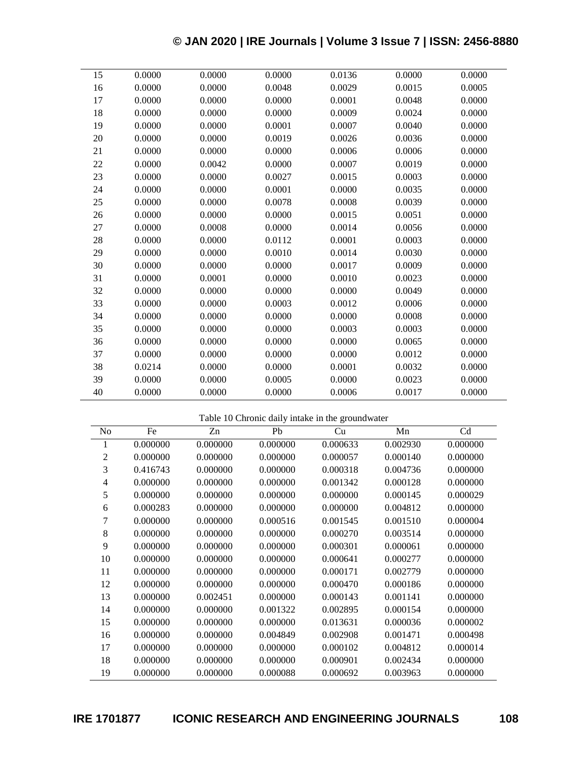| 15 | 0.0000 | 0.0000 | 0.0000 | 0.0136 | 0.0000 | 0.0000 |
|---|---|---|---|---|---|---|
| 16 | 0.0000 | 0.0000 | 0.0048 | 0.0029 | 0.0015 | 0.0005 |
| 17 | 0.0000 | 0.0000 | 0.0000 | 0.0001 | 0.0048 | 0.0000 |
| 18 | 0.0000 | 0.0000 | 0.0000 | 0.0009 | 0.0024 | 0.0000 |
| 19 | 0.0000 | 0.0000 | 0.0001 | 0.0007 | 0.0040 | 0.0000 |
| 20 | 0.0000 | 0.0000 | 0.0019 | 0.0026 | 0.0036 | 0.0000 |
| 21 | 0.0000 | 0.0000 | 0.0000 | 0.0006 | 0.0006 | 0.0000 |
| 22 | 0.0000 | 0.0042 | 0.0000 | 0.0007 | 0.0019 | 0.0000 |
| 23 | 0.0000 | 0.0000 | 0.0027 | 0.0015 | 0.0003 | 0.0000 |
| 24 | 0.0000 | 0.0000 | 0.0001 | 0.0000 | 0.0035 | 0.0000 |
| 25 | 0.0000 | 0.0000 | 0.0078 | 0.0008 | 0.0039 | 0.0000 |
| 26 | 0.0000 | 0.0000 | 0.0000 | 0.0015 | 0.0051 | 0.0000 |
| 27 | 0.0000 | 0.0008 | 0.0000 | 0.0014 | 0.0056 | 0.0000 |
| 28 | 0.0000 | 0.0000 | 0.0112 | 0.0001 | 0.0003 | 0.0000 |
| 29 | 0.0000 | 0.0000 | 0.0010 | 0.0014 | 0.0030 | 0.0000 |
| 30 | 0.0000 | 0.0000 | 0.0000 | 0.0017 | 0.0009 | 0.0000 |
| 31 | 0.0000 | 0.0001 | 0.0000 | 0.0010 | 0.0023 | 0.0000 |
| 32 | 0.0000 | 0.0000 | 0.0000 | 0.0000 | 0.0049 | 0.0000 |
| 33 | 0.0000 | 0.0000 | 0.0003 | 0.0012 | 0.0006 | 0.0000 |
| 34 | 0.0000 | 0.0000 | 0.0000 | 0.0000 | 0.0008 | 0.0000 |
| 35 | 0.0000 | 0.0000 | 0.0000 | 0.0003 | 0.0003 | 0.0000 |
| 36 | 0.0000 | 0.0000 | 0.0000 | 0.0000 | 0.0065 | 0.0000 |
| 37 | 0.0000 | 0.0000 | 0.0000 | 0.0000 | 0.0012 | 0.0000 |
| 38 | 0.0214 | 0.0000 | 0.0000 | 0.0001 | 0.0032 | 0.0000 |
| 39 | 0.0000 | 0.0000 | 0.0005 | 0.0000 | 0.0023 | 0.0000 |
| 40 | 0.0000 | 0.0000 | 0.0000 | 0.0006 | 0.0017 | 0.0000 |

Table 10 Chronic daily intake in the groundwater

| No | Fe | Zn | Pb | Cu | Mn | Cd |
|---|---|---|---|---|---|---|
| 1 | 0.000000 | 0.000000 | 0.000000 | 0.000633 | 0.002930 | 0.000000 |
| 2 | 0.000000 | 0.000000 | 0.000000 | 0.000057 | 0.000140 | 0.000000 |
| 3 | 0.416743 | 0.000000 | 0.000000 | 0.000318 | 0.004736 | 0.000000 |
| 4 | 0.000000 | 0.000000 | 0.000000 | 0.001342 | 0.000128 | 0.000000 |
| 5 | 0.000000 | 0.000000 | 0.000000 | 0.000000 | 0.000145 | 0.000029 |
| 6 | 0.000283 | 0.000000 | 0.000000 | 0.000000 | 0.004812 | 0.000000 |
| 7 | 0.000000 | 0.000000 | 0.000516 | 0.001545 | 0.001510 | 0.000004 |
| 8 | 0.000000 | 0.000000 | 0.000000 | 0.000270 | 0.003514 | 0.000000 |
| 9 | 0.000000 | 0.000000 | 0.000000 | 0.000301 | 0.000061 | 0.000000 |
| 10 | 0.000000 | 0.000000 | 0.000000 | 0.000641 | 0.000277 | 0.000000 |
| 11 | 0.000000 | 0.000000 | 0.000000 | 0.000171 | 0.002779 | 0.000000 |
| 12 | 0.000000 | 0.000000 | 0.000000 | 0.000470 | 0.000186 | 0.000000 |
| 13 | 0.000000 | 0.002451 | 0.000000 | 0.000143 | 0.001141 | 0.000000 |
| 14 | 0.000000 | 0.000000 | 0.001322 | 0.002895 | 0.000154 | 0.000000 |
| 15 | 0.000000 | 0.000000 | 0.000000 | 0.013631 | 0.000036 | 0.000002 |
| 16 | 0.000000 | 0.000000 | 0.004849 | 0.002908 | 0.001471 | 0.000498 |
| 17 | 0.000000 | 0.000000 | 0.000000 | 0.000102 | 0.004812 | 0.000014 |
| 18 | 0.000000 | 0.000000 | 0.000000 | 0.000901 | 0.002434 | 0.000000 |
| 19 | 0.000000 | 0.000000 | 0.000088 | 0.000692 | 0.003963 | 0.000000 |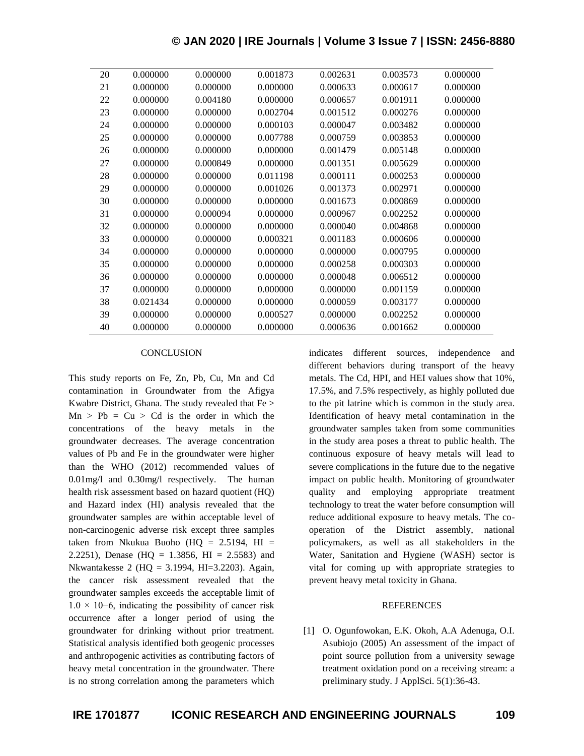| | | | | | | |
|---|---|---|---|---|---|---|
| 20 | 0.000000 | 0.000000 | 0.001873 | 0.002631 | 0.003573 | 0.000000 |
| 21 | 0.000000 | 0.000000 | 0.000000 | 0.000633 | 0.000617 | 0.000000 |
| 22 | 0.000000 | 0.004180 | 0.000000 | 0.000657 | 0.001911 | 0.000000 |
| 23 | 0.000000 | 0.000000 | 0.002704 | 0.001512 | 0.000276 | 0.000000 |
| 24 | 0.000000 | 0.000000 | 0.000103 | 0.000047 | 0.003482 | 0.000000 |
| 25 | 0.000000 | 0.000000 | 0.007788 | 0.000759 | 0.003853 | 0.000000 |
| 26 | 0.000000 | 0.000000 | 0.000000 | 0.001479 | 0.005148 | 0.000000 |
| 27 | 0.000000 | 0.000849 | 0.000000 | 0.001351 | 0.005629 | 0.000000 |
| 28 | 0.000000 | 0.000000 | 0.011198 | 0.000111 | 0.000253 | 0.000000 |
| 29 | 0.000000 | 0.000000 | 0.001026 | 0.001373 | 0.002971 | 0.000000 |
| 30 | 0.000000 | 0.000000 | 0.000000 | 0.001673 | 0.000869 | 0.000000 |
| 31 | 0.000000 | 0.000094 | 0.000000 | 0.000967 | 0.002252 | 0.000000 |
| 32 | 0.000000 | 0.000000 | 0.000000 | 0.000040 | 0.004868 | 0.000000 |
| 33 | 0.000000 | 0.000000 | 0.000321 | 0.001183 | 0.000606 | 0.000000 |
| 34 | 0.000000 | 0.000000 | 0.000000 | 0.000000 | 0.000795 | 0.000000 |
| 35 | 0.000000 | 0.000000 | 0.000000 | 0.000258 | 0.000303 | 0.000000 |
| 36 | 0.000000 | 0.000000 | 0.000000 | 0.000048 | 0.006512 | 0.000000 |
| 37 | 0.000000 | 0.000000 | 0.000000 | 0.000000 | 0.001159 | 0.000000 |
| 38 | 0.021434 | 0.000000 | 0.000000 | 0.000059 | 0.003177 | 0.000000 |
| 39 | 0.000000 | 0.000000 | 0.000527 | 0.000000 | 0.002252 | 0.000000 |
| 40 | 0.000000 | 0.000000 | 0.000000 | 0.000636 | 0.001662 | 0.000000 |

## CONCLUSION

This study reports on Fe, Zn, Pb, Cu, Mn and Cd contamination in Groundwater from the Afigya Kwabre District, Ghana. The study revealed that Fe > Mn > Pb = Cu > Cd is the order in which the concentrations of the heavy metals in the groundwater decreases. The average concentration values of Pb and Fe in the groundwater were higher than the WHO (2012) recommended values of 0.01mg/l and 0.30mg/l respectively. The human health risk assessment based on hazard quotient (HQ) and Hazard index (HI) analysis revealed that the groundwater samples are within acceptable level of non-carcinogenic adverse risk except three samples taken from Nkukua Buoho (HQ = 2.5194, HI = 2.2251), Denase (HQ = 1.3856, HI = 2.5583) and Nkwantakesse 2 (HQ = 3.1994, HI=3.2203). Again, the cancer risk assessment revealed that the groundwater samples exceeds the acceptable limit of $1.0 \times 10^{-6}$, indicating the possibility of cancer risk occurrence after a longer period of using the groundwater for drinking without prior treatment. Statistical analysis identified both geogenic processes and anthropogenic activities as contributing factors of heavy metal concentration in the groundwater. There is no strong correlation among the parameters which indicates different sources, independence and different behaviors during transport of the heavy metals. The Cd, HPI, and HEI values show that 10%, 17.5%, and 7.5% respectively, as highly polluted due to the pit latrine which is common in the study area. Identification of heavy metal contamination in the groundwater samples taken from some communities in the study area poses a threat to public health. The continuous exposure of heavy metals will lead to severe complications in the future due to the negative impact on public health. Monitoring of groundwater quality and employing appropriate treatment technology to treat the water before consumption will reduce additional exposure to heavy metals. The co-operation of the District assembly, national policymakers, as well as all stakeholders in the Water, Sanitation and Hygiene (WASH) sector is vital for coming up with appropriate strategies to prevent heavy metal toxicity in Ghana.

## REFERENCES

[1] O. Ogunfowokan, E.K. Okoh, A.A Adenuga, O.I. Asubiojo (2005) An assessment of the impact of point source pollution from a university sewage treatment oxidation pond on a receiving stream: a preliminary study. J ApplSci. 5(1):36-43.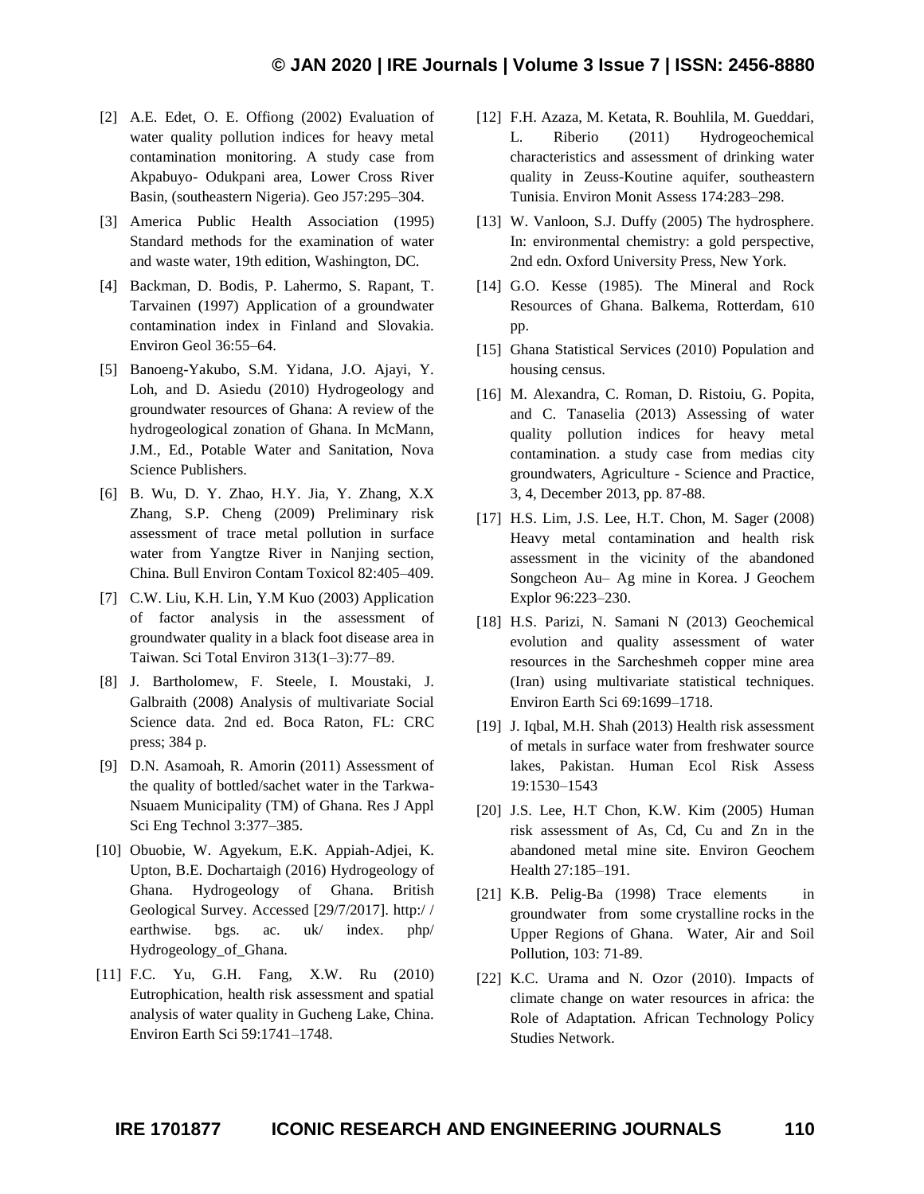[2] A.E. Edet, O. E. Offiong (2002) Evaluation of water quality pollution indices for heavy metal contamination monitoring. A study case from Akpabuyo- Odukpani area, Lower Cross River Basin, (southeastern Nigeria). Geo J57:295–304.

[3] America Public Health Association (1995) Standard methods for the examination of water and waste water, 19th edition, Washington, DC.

[4] Backman, D. Bodis, P. Lahermo, S. Rapant, T. Tarvainen (1997) Application of a groundwater contamination index in Finland and Slovakia. Environ Geol 36:55–64.

[5] Banoeng-Yakubo, S.M. Yidana, J.O. Ajayi, Y. Loh, and D. Asiedu (2010) Hydrogeology and groundwater resources of Ghana: A review of the hydrogeological zonation of Ghana. In McMann, J.M., Ed., Potable Water and Sanitation, Nova Science Publishers.

[6] B. Wu, D. Y. Zhao, H.Y. Jia, Y. Zhang, X.X Zhang, S.P. Cheng (2009) Preliminary risk assessment of trace metal pollution in surface water from Yangtze River in Nanjing section, China. Bull Environ Contam Toxicol 82:405–409.

[7] C.W. Liu, K.H. Lin, Y.M Kuo (2003) Application of factor analysis in the assessment of groundwater quality in a black foot disease area in Taiwan. Sci Total Environ 313(1–3):77–89.

[8] J. Bartholomew, F. Steele, I. Moustaki, J. Galbraith (2008) Analysis of multivariate Social Science data. 2nd ed. Boca Raton, FL: CRC press; 384 p.

[9] D.N. Asamoah, R. Amorin (2011) Assessment of the quality of bottled/sachet water in the Tarkwa-Nsuaem Municipality (TM) of Ghana. Res J Appl Sci Eng Technol 3:377–385.

[10] Obuobie, W. Agyekum, E.K. Appiah-Adjei, K. Upton, B.E. Dochartaigh (2016) Hydrogeology of Ghana. Hydrogeology of Ghana. British Geological Survey. Accessed [29/7/2017]. http:/ / earthwise. bgs. ac. uk/ index. php/ Hydrogeology_of_Ghana.

[11] F.C. Yu, G.H. Fang, X.W. Ru (2010) Eutrophication, health risk assessment and spatial analysis of water quality in Gucheng Lake, China. Environ Earth Sci 59:1741–1748.

[12] F.H. Azaza, M. Ketata, R. Bouhlila, M. Gueddari, L. Riberio (2011) Hydrogeochemical characteristics and assessment of drinking water quality in Zeuss-Koutine aquifer, southeastern Tunisia. Environ Monit Assess 174:283–298.

[13] W. Vanloon, S.J. Duffy (2005) The hydrosphere. In: environmental chemistry: a gold perspective, 2nd edn. Oxford University Press, New York.

[14] G.O. Kesse (1985). The Mineral and Rock Resources of Ghana. Balkema, Rotterdam, 610 pp.

[15] Ghana Statistical Services (2010) Population and housing census.

[16] M. Alexandra, C. Roman, D. Ristoiu, G. Popita, and C. Tanaselia (2013) Assessing of water quality pollution indices for heavy metal contamination. a study case from medias city groundwaters, Agriculture - Science and Practice, 3, 4, December 2013, pp. 87-88.

[17] H.S. Lim, J.S. Lee, H.T. Chon, M. Sager (2008) Heavy metal contamination and health risk assessment in the vicinity of the abandoned Songcheon Au– Ag mine in Korea. J Geochem Explor 96:223–230.

[18] H.S. Parizi, N. Samani N (2013) Geochemical evolution and quality assessment of water resources in the Sarcheshmeh copper mine area (Iran) using multivariate statistical techniques. Environ Earth Sci 69:1699–1718.

[19] J. Iqbal, M.H. Shah (2013) Health risk assessment of metals in surface water from freshwater source lakes, Pakistan. Human Ecol Risk Assess 19:1530–1543

[20] J.S. Lee, H.T Chon, K.W. Kim (2005) Human risk assessment of As, Cd, Cu and Zn in the abandoned metal mine site. Environ Geochem Health 27:185–191.

[21] K.B. Pelig-Ba (1998) Trace elements in groundwater from some crystalline rocks in the Upper Regions of Ghana. Water, Air and Soil Pollution, 103: 71-89.

[22] K.C. Urama and N. Ozor (2010). Impacts of climate change on water resources in africa: the Role of Adaptation. African Technology Policy Studies Network.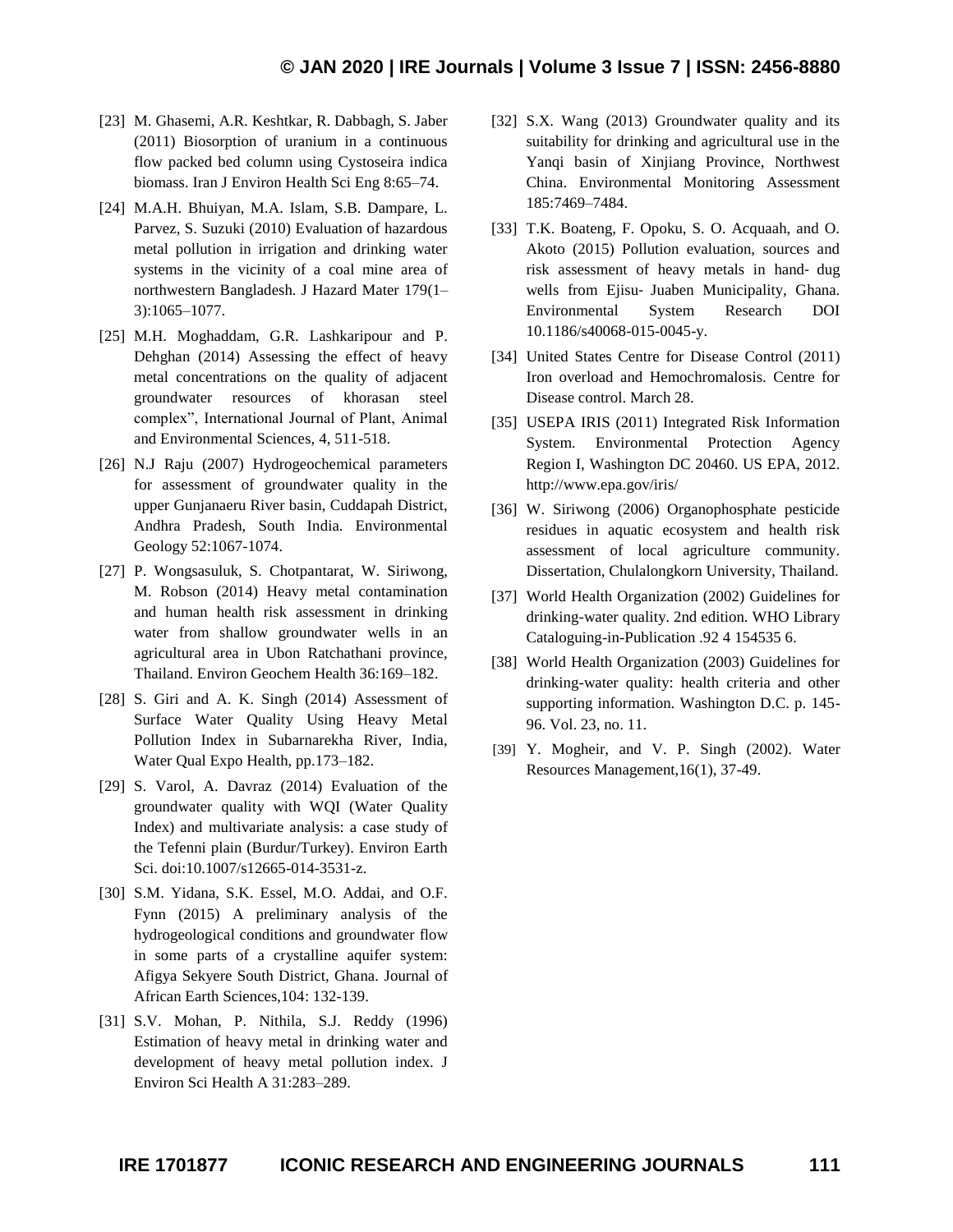[23] M. Ghasemi, A.R. Keshtkar, R. Dabbagh, S. Jaber (2011) Biosorption of uranium in a continuous flow packed bed column using Cystoseira indica biomass. Iran J Environ Health Sci Eng 8:65–74.

[24] M.A.H. Bhuiyan, M.A. Islam, S.B. Dampare, L. Parvez, S. Suzuki (2010) Evaluation of hazardous metal pollution in irrigation and drinking water systems in the vicinity of a coal mine area of northwestern Bangladesh. J Hazard Mater 179(1–3):1065–1077.

[25] M.H. Moghaddam, G.R. Lashkaripour and P. Dehghan (2014) Assessing the effect of heavy metal concentrations on the quality of adjacent groundwater resources of khorasan steel complex", International Journal of Plant, Animal and Environmental Sciences, 4, 511-518.

[26] N.J Raju (2007) Hydrogeochemical parameters for assessment of groundwater quality in the upper Gunjanaeru River basin, Cuddapah District, Andhra Pradesh, South India. Environmental Geology 52:1067-1074.

[27] P. Wongsasuluk, S. Chotpantarat, W. Siriwong, M. Robson (2014) Heavy metal contamination and human health risk assessment in drinking water from shallow groundwater wells in an agricultural area in Ubon Ratchathani province, Thailand. Environ Geochem Health 36:169–182.

[28] S. Giri and A. K. Singh (2014) Assessment of Surface Water Quality Using Heavy Metal Pollution Index in Subarnarekha River, India, Water Qual Expo Health, pp.173–182.

[29] S. Varol, A. Davraz (2014) Evaluation of the groundwater quality with WQI (Water Quality Index) and multivariate analysis: a case study of the Tefenni plain (Burdur/Turkey). Environ Earth Sci. doi:10.1007/s12665-014-3531-z.

[30] S.M. Yidana, S.K. Essel, M.O. Addai, and O.F. Fynn (2015) A preliminary analysis of the hydrogeological conditions and groundwater flow in some parts of a crystalline aquifer system: Afigya Sekyere South District, Ghana. Journal of African Earth Sciences,104: 132-139.

[31] S.V. Mohan, P. Nithila, S.J. Reddy (1996) Estimation of heavy metal in drinking water and development of heavy metal pollution index. J Environ Sci Health A 31:283–289.

[32] S.X. Wang (2013) Groundwater quality and its suitability for drinking and agricultural use in the Yanqi basin of Xinjiang Province, Northwest China. Environmental Monitoring Assessment 185:7469–7484.

[33] T.K. Boateng, F. Opoku, S. O. Acquaah, and O. Akoto (2015) Pollution evaluation, sources and risk assessment of heavy metals in hand- dug wells from Ejisu- Juaben Municipality, Ghana. Environmental System Research DOI 10.1186/s40068-015-0045-y.

[34] United States Centre for Disease Control (2011) Iron overload and Hemochromalosis. Centre for Disease control. March 28.

[35] USEPA IRIS (2011) Integrated Risk Information System. Environmental Protection Agency Region I, Washington DC 20460. US EPA, 2012. http://www.epa.gov/iris/

[36] W. Siriwong (2006) Organophosphate pesticide residues in aquatic ecosystem and health risk assessment of local agriculture community. Dissertation, Chulalongkorn University, Thailand.

[37] World Health Organization (2002) Guidelines for drinking-water quality. 2nd edition. WHO Library Cataloguing-in-Publication .92 4 154535 6.

[38] World Health Organization (2003) Guidelines for drinking-water quality: health criteria and other supporting information. Washington D.C. p. 145-96. Vol. 23, no. 11.

[39] Y. Mogheir, and V. P. Singh (2002). Water Resources Management,16(1), 37-49.